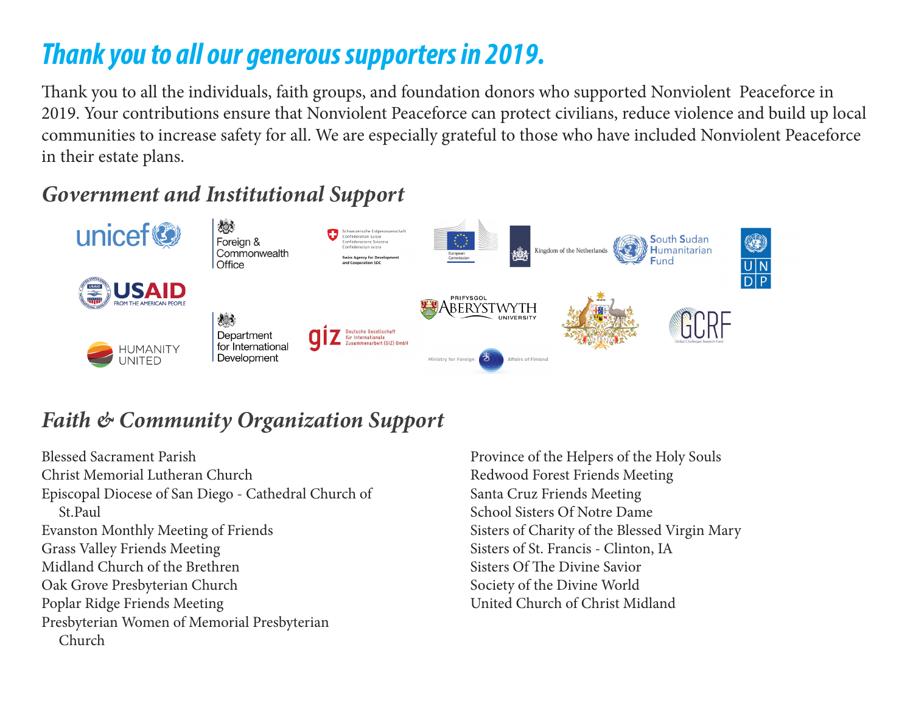# *Thank you to all our generous supporters in 2019.*

Thank you to all the individuals, faith groups, and foundation donors who supported Nonviolent Peaceforce in 2019. Your contributions ensure that Nonviolent Peaceforce can protect civilians, reduce violence and build up local communities to increase safety for all. We are especially grateful to those who have included Nonviolent Peaceforce in their estate plans.

## *Government and Institutional Support*

unicef

Foreign & Commonwealth Office

Schweizerische Eidgenossenschaft
Confédération suisse
Confederazione Svizzera
Confederaziun svizra
Swiss Agency for Development and Cooperation SDC

European Commission

Kingdom of the Netherlands

South Sudan Humanitarian Fund

UNDP

USAID FROM THE AMERICAN PEOPLE

Prifysgol Aberystwyth University

GCRF Global Challenges Research Fund

Humanity United

Department for International Development

giz Deutsche Gesellschaft für Internationale Zusammenarbeit (GIZ) GmbH

Ministry for Foreign Affairs of Finland

## *Faith & Community Organization Support*

Blessed Sacrament Parish
Christ Memorial Lutheran Church
Episcopal Diocese of San Diego - Cathedral Church of St.Paul
Evanston Monthly Meeting of Friends
Grass Valley Friends Meeting
Midland Church of the Brethren
Oak Grove Presbyterian Church
Poplar Ridge Friends Meeting
Presbyterian Women of Memorial Presbyterian Church
Province of the Helpers of the Holy Souls
Redwood Forest Friends Meeting
Santa Cruz Friends Meeting
School Sisters Of Notre Dame
Sisters of Charity of the Blessed Virgin Mary
Sisters of St. Francis - Clinton, IA
Sisters Of The Divine Savior
Society of the Divine World
United Church of Christ Midland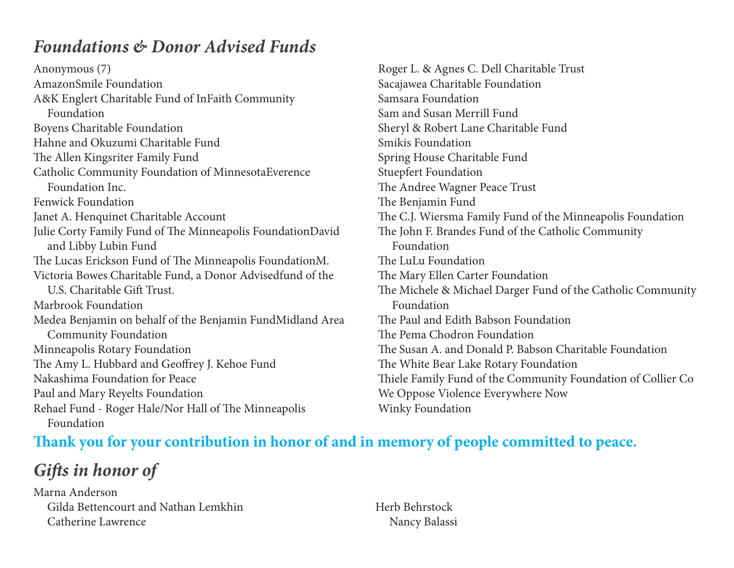## *Foundations & Donor Advised Funds*

Anonymous (7)
AmazonSmile Foundation
A&K Englert Charitable Fund of InFaith Community Foundation
Boyens Charitable Foundation
Hahne and Okuzumi Charitable Fund
The Allen Kingsriter Family Fund
Catholic Community Foundation of MinnesotaEverence Foundation Inc.
Fenwick Foundation
Janet A. Henquinet Charitable Account
Julie Corty Family Fund of The Minneapolis FoundationDavid and Libby Lubin Fund
The Lucas Erickson Fund of The Minneapolis FoundationM. Victoria Bowes Charitable Fund, a Donor Advisedfund of the U.S. Charitable Gift Trust.
Marbrook Foundation
Medea Benjamin on behalf of the Benjamin FundMidland Area Community Foundation
Minneapolis Rotary Foundation
The Amy L. Hubbard and Geoffrey J. Kehoe Fund
Nakashima Foundation for Peace
Paul and Mary Reyelts Foundation
Rehael Fund - Roger Hale/Nor Hall of The Minneapolis Foundation
Roger L. & Agnes C. Dell Charitable Trust
Sacajawea Charitable Foundation
Samsara Foundation
Sam and Susan Merrill Fund
Sheryl & Robert Lane Charitable Fund
Smikis Foundation
Spring House Charitable Fund
Stuepfert Foundation
The Andree Wagner Peace Trust
The Benjamin Fund
The C.J. Wiersma Family Fund of the Minneapolis Foundation
The John F. Brandes Fund of the Catholic Community Foundation
The LuLu Foundation
The Mary Ellen Carter Foundation
The Michele & Michael Darger Fund of the Catholic Community Foundation
The Paul and Edith Babson Foundation
The Pema Chodron Foundation
The Susan A. and Donald P. Babson Charitable Foundation
The White Bear Lake Rotary Foundation
Thiele Family Fund of the Community Foundation of Collier Co
We Oppose Violence Everywhere Now
Winky Foundation

**Thank you for your contribution in honor of and in memory of people committed to peace.**

## *Gifts in honor of*

Marna Anderson
  Gilda Bettencourt and Nathan Lemkhin
  Catherine Lawrence

Herb Behrstock
  Nancy Balassi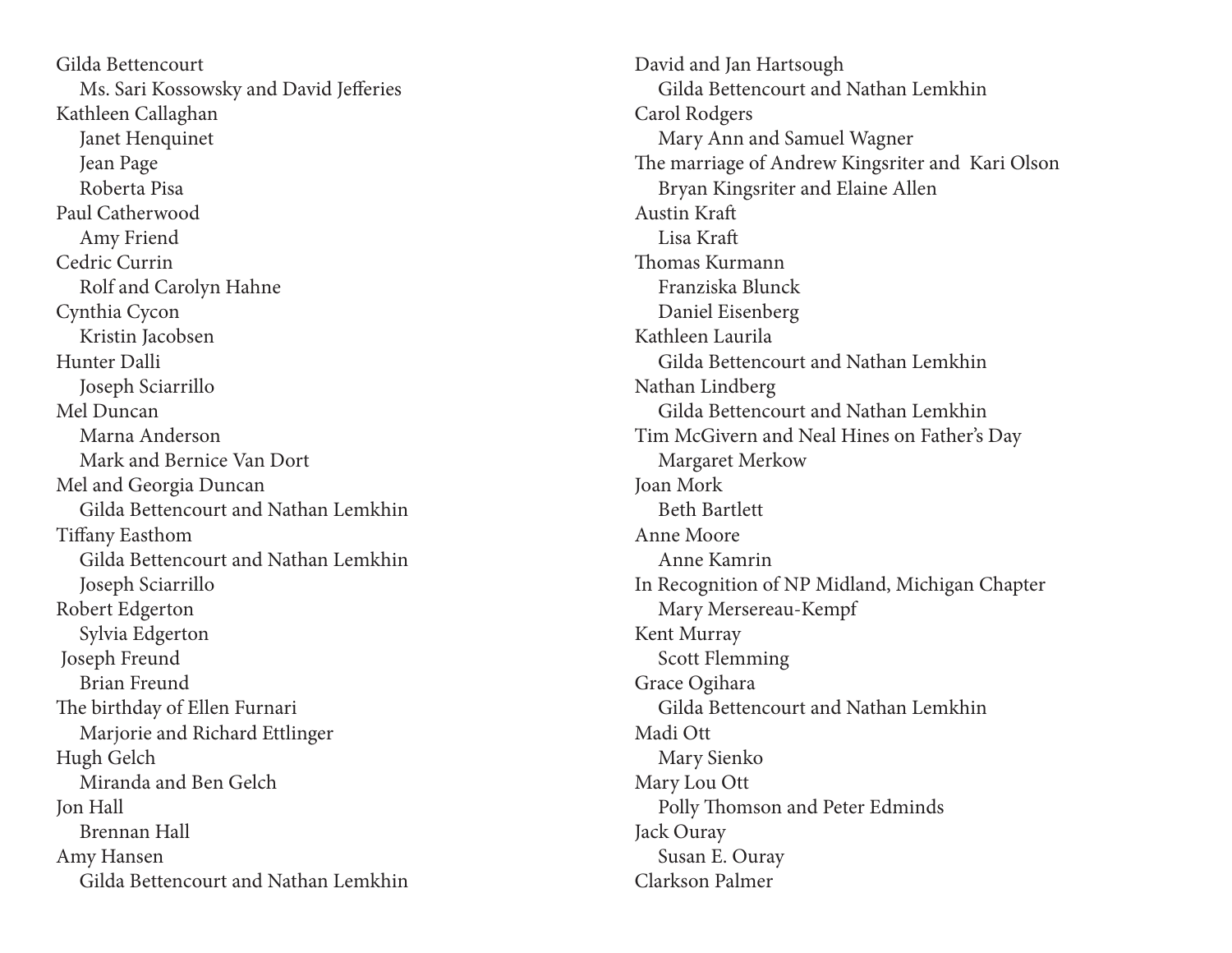Gilda Bettencourt
- Ms. Sari Kossowsky and David Jefferies

Kathleen Callaghan
- Janet Henquinet
- Jean Page
- Roberta Pisa

Paul Catherwood
- Amy Friend

Cedric Currin
- Rolf and Carolyn Hahne

Cynthia Cycon
- Kristin Jacobsen

Hunter Dalli
- Joseph Sciarrillo

Mel Duncan
- Marna Anderson
- Mark and Bernice Van Dort

Mel and Georgia Duncan
- Gilda Bettencourt and Nathan Lemkhin

Tiffany Easthom
- Gilda Bettencourt and Nathan Lemkhin
- Joseph Sciarrillo

Robert Edgerton
- Sylvia Edgerton

Joseph Freund
- Brian Freund

The birthday of Ellen Furnari
- Marjorie and Richard Ettlinger

Hugh Gelch
- Miranda and Ben Gelch

Jon Hall
- Brennan Hall

Amy Hansen
- Gilda Bettencourt and Nathan Lemkhin

David and Jan Hartsough
- Gilda Bettencourt and Nathan Lemkhin

Carol Rodgers
- Mary Ann and Samuel Wagner

The marriage of Andrew Kingsriter and Kari Olson
- Bryan Kingsriter and Elaine Allen

Austin Kraft
- Lisa Kraft

Thomas Kurmann
- Franziska Blunck
- Daniel Eisenberg

Kathleen Laurila
- Gilda Bettencourt and Nathan Lemkhin

Nathan Lindberg
- Gilda Bettencourt and Nathan Lemkhin

Tim McGivern and Neal Hines on Father's Day
- Margaret Merkow

Joan Mork
- Beth Bartlett

Anne Moore
- Anne Kamrin

In Recognition of NP Midland, Michigan Chapter
- Mary Mersereau-Kempf

Kent Murray
- Scott Flemming

Grace Ogihara
- Gilda Bettencourt and Nathan Lemkhin

Madi Ott
- Mary Sienko

Mary Lou Ott
- Polly Thomson and Peter Edminds

Jack Ouray
- Susan E. Ouray

Clarkson Palmer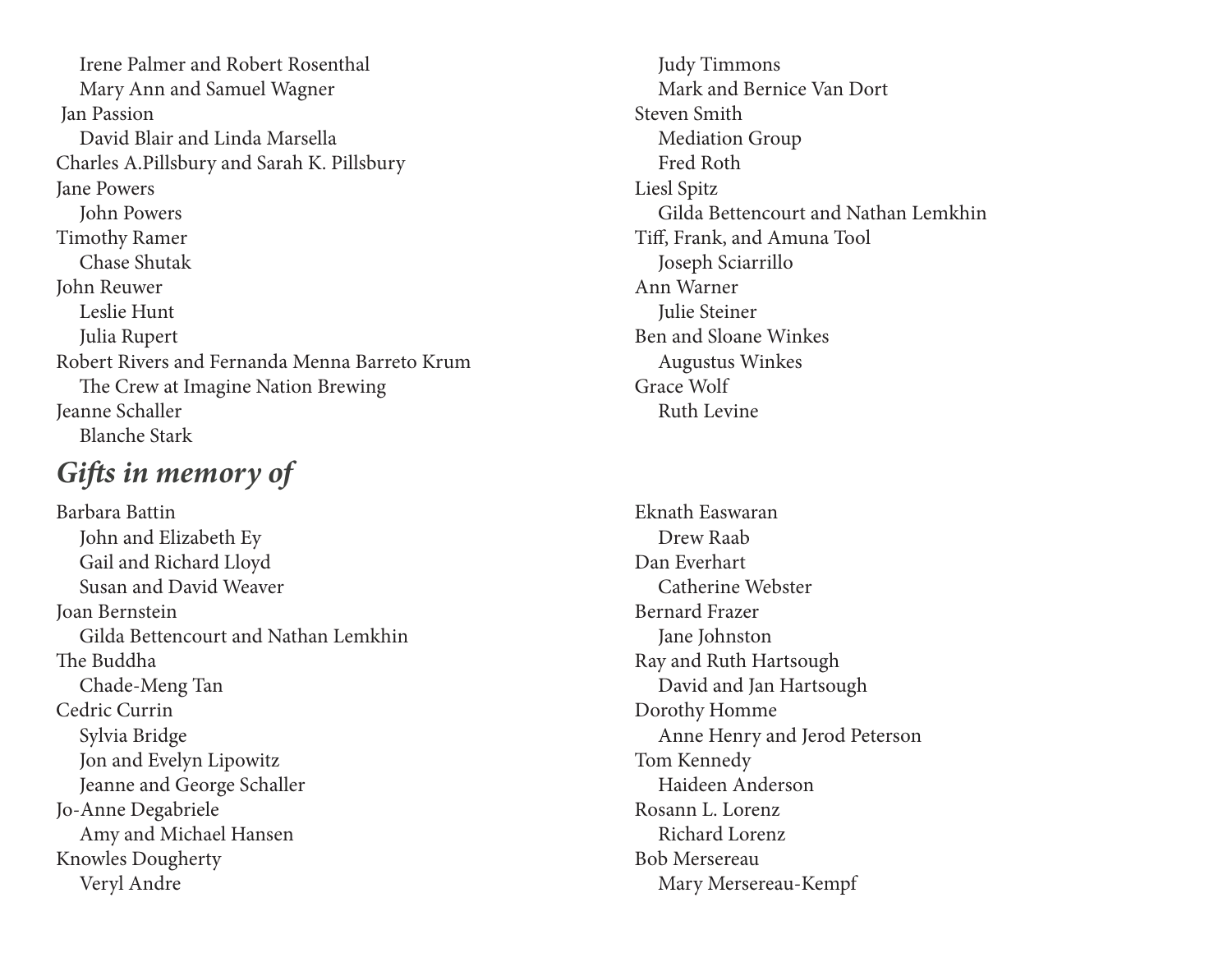Irene Palmer and Robert Rosenthal
Mary Ann and Samuel Wagner

Jan Passion
David Blair and Linda Marsella

Charles A.Pillsbury and Sarah K. Pillsbury

Jane Powers
John Powers

Timothy Ramer
Chase Shutak

John Reuwer
Leslie Hunt
Julia Rupert

Robert Rivers and Fernanda Menna Barreto Krum
The Crew at Imagine Nation Brewing

Jeanne Schaller
Blanche Stark
Judy Timmons
Mark and Bernice Van Dort

Steven Smith
Mediation Group
Fred Roth

Liesl Spitz
Gilda Bettencourt and Nathan Lemkhin

Tiff, Frank, and Amuna Tool
Joseph Sciarrillo

Ann Warner
Julie Steiner

Ben and Sloane Winkes
Augustus Winkes

Grace Wolf
Ruth Levine

## *Gifts in memory of*

Barbara Battin
John and Elizabeth Ey
Gail and Richard Lloyd
Susan and David Weaver

Joan Bernstein
Gilda Bettencourt and Nathan Lemkhin

The Buddha
Chade-Meng Tan

Cedric Currin
Sylvia Bridge
Jon and Evelyn Lipowitz
Jeanne and George Schaller

Jo-Anne Degabriele
Amy and Michael Hansen

Knowles Dougherty
Veryl Andre

Eknath Easwaran
Drew Raab

Dan Everhart
Catherine Webster

Bernard Frazer
Jane Johnston

Ray and Ruth Hartsough
David and Jan Hartsough

Dorothy Homme
Anne Henry and Jerod Peterson

Tom Kennedy
Haideen Anderson

Rosann L. Lorenz
Richard Lorenz

Bob Mersereau
Mary Mersereau-Kempf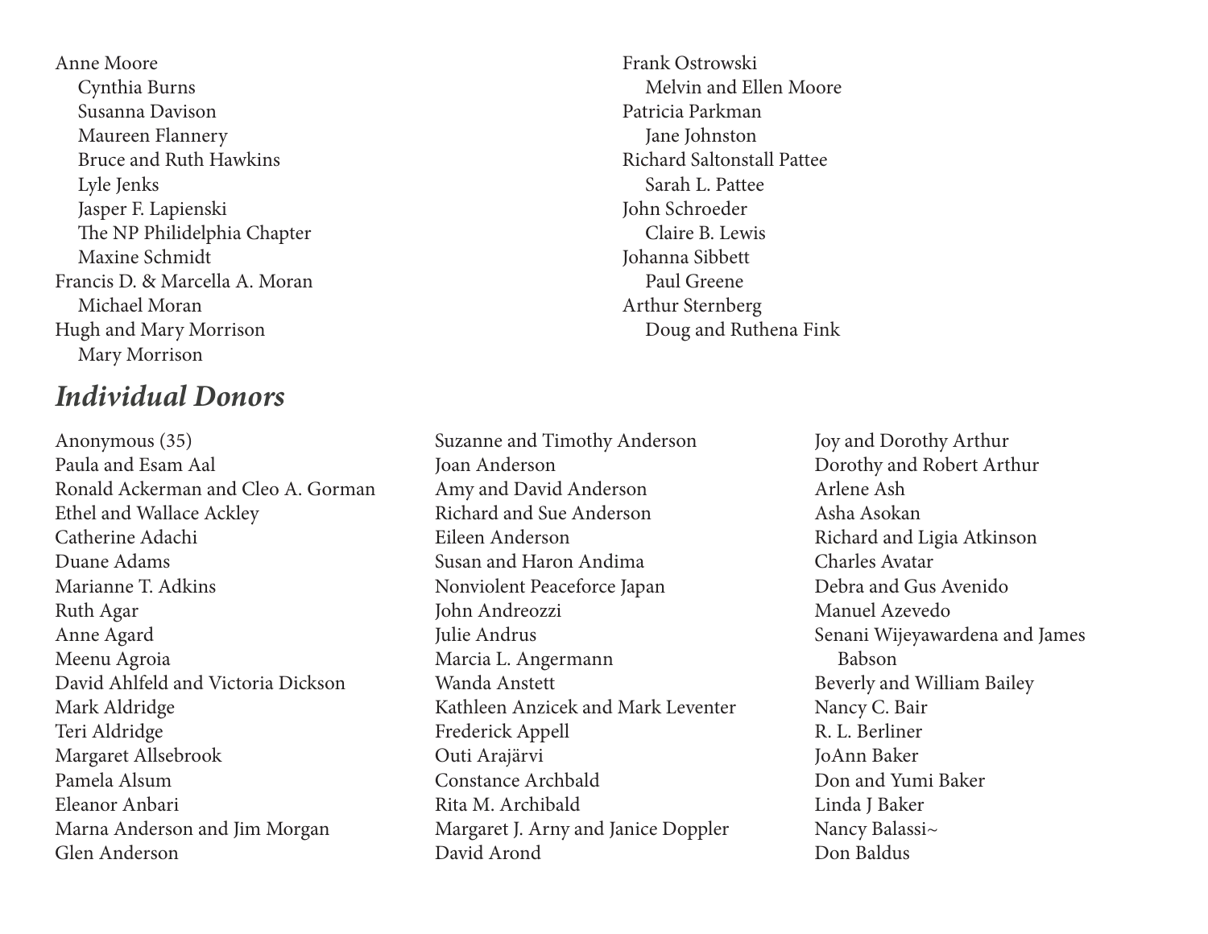Anne Moore
- Cynthia Burns
- Susanna Davison
- Maureen Flannery
- Bruce and Ruth Hawkins
- Lyle Jenks
- Jasper F. Lapienski
- The NP Philidelphia Chapter
- Maxine Schmidt

Francis D. & Marcella A. Moran
- Michael Moran

Hugh and Mary Morrison
- Mary Morrison

Frank Ostrowski
- Melvin and Ellen Moore

Patricia Parkman
- Jane Johnston

Richard Saltonstall Pattee
- Sarah L. Pattee

John Schroeder
- Claire B. Lewis

Johanna Sibbett
- Paul Greene

Arthur Sternberg
- Doug and Ruthena Fink

## *Individual Donors*

Anonymous (35)
Paula and Esam Aal
Ronald Ackerman and Cleo A. Gorman
Ethel and Wallace Ackley
Catherine Adachi
Duane Adams
Marianne T. Adkins
Ruth Agar
Anne Agard
Meenu Agroia
David Ahlfeld and Victoria Dickson
Mark Aldridge
Teri Aldridge
Margaret Allsebrook
Pamela Alsum
Eleanor Anbari
Marna Anderson and Jim Morgan
Glen Anderson
Suzanne and Timothy Anderson
Joan Anderson
Amy and David Anderson
Richard and Sue Anderson
Eileen Anderson
Susan and Haron Andima
Nonviolent Peaceforce Japan
John Andreozzi
Julie Andrus
Marcia L. Angermann
Wanda Anstett
Kathleen Anzicek and Mark Leventer
Frederick Appell
Outi Arajärvi
Constance Archbald
Rita M. Archibald
Margaret J. Arny and Janice Doppler
David Arond
Joy and Dorothy Arthur
Dorothy and Robert Arthur
Arlene Ash
Asha Asokan
Richard and Ligia Atkinson
Charles Avatar
Debra and Gus Avenido
Manuel Azevedo
Senani Wijeyawardena and James Babson
Beverly and William Bailey
Nancy C. Bair
R. L. Berliner
JoAnn Baker
Don and Yumi Baker
Linda J Baker
Nancy Balassi~
Don Baldus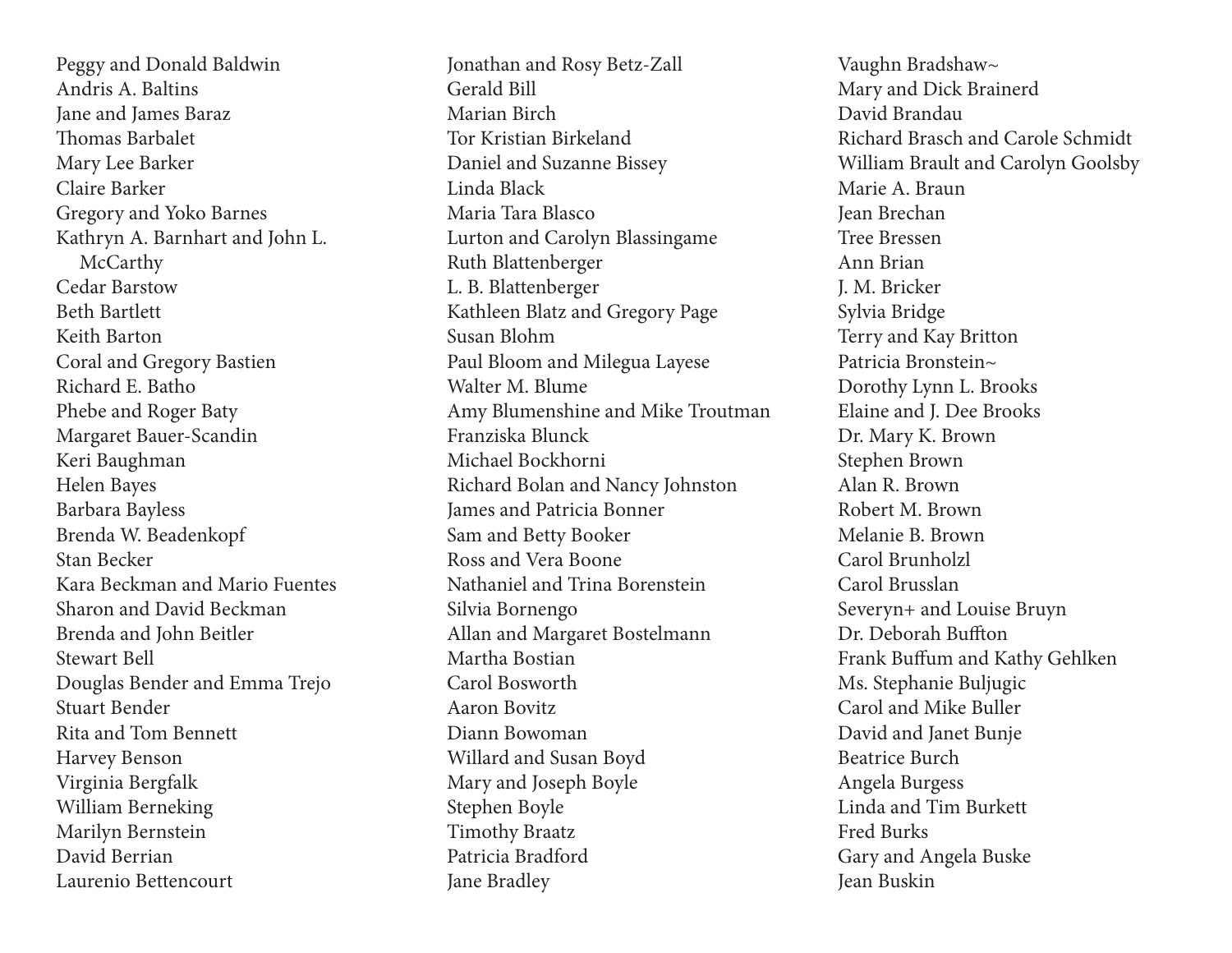Peggy and Donald Baldwin
Andris A. Baltins
Jane and James Baraz
Thomas Barbalet
Mary Lee Barker
Claire Barker
Gregory and Yoko Barnes
Kathryn A. Barnhart and John L. McCarthy
Cedar Barstow
Beth Bartlett
Keith Barton
Coral and Gregory Bastien
Richard E. Batho
Phebe and Roger Baty
Margaret Bauer-Scandin
Keri Baughman
Helen Bayes
Barbara Bayless
Brenda W. Beadenkopf
Stan Becker
Kara Beckman and Mario Fuentes
Sharon and David Beckman
Brenda and John Beitler
Stewart Bell
Douglas Bender and Emma Trejo
Stuart Bender
Rita and Tom Bennett
Harvey Benson
Virginia Bergfalk
William Berneking
Marilyn Bernstein
David Berrian
Laurenio Bettencourt
Jonathan and Rosy Betz-Zall
Gerald Bill
Marian Birch
Tor Kristian Birkeland
Daniel and Suzanne Bissey
Linda Black
Maria Tara Blasco
Lurton and Carolyn Blassingame
Ruth Blattenberger
L. B. Blattenberger
Kathleen Blatz and Gregory Page
Susan Blohm
Paul Bloom and Milegua Layese
Walter M. Blume
Amy Blumenshine and Mike Troutman
Franziska Blunck
Michael Bockhorni
Richard Bolan and Nancy Johnston
James and Patricia Bonner
Sam and Betty Booker
Ross and Vera Boone
Nathaniel and Trina Borenstein
Silvia Bornengo
Allan and Margaret Bostelmann
Martha Bostian
Carol Bosworth
Aaron Bovitz
Diann Bowoman
Willard and Susan Boyd
Mary and Joseph Boyle
Stephen Boyle
Timothy Braatz
Patricia Bradford
Jane Bradley
Vaughn Bradshaw~
Mary and Dick Brainerd
David Brandau
Richard Brasch and Carole Schmidt
William Brault and Carolyn Goolsby
Marie A. Braun
Jean Brechan
Tree Bressen
Ann Brian
J. M. Bricker
Sylvia Bridge
Terry and Kay Britton
Patricia Bronstein~
Dorothy Lynn L. Brooks
Elaine and J. Dee Brooks
Dr. Mary K. Brown
Stephen Brown
Alan R. Brown
Robert M. Brown
Melanie B. Brown
Carol Brunholzl
Carol Brusslan
Severyn+ and Louise Bruyn
Dr. Deborah Buffton
Frank Buffum and Kathy Gehlken
Ms. Stephanie Buljugic
Carol and Mike Buller
David and Janet Bunje
Beatrice Burch
Angela Burgess
Linda and Tim Burkett
Fred Burks
Gary and Angela Buske
Jean Buskin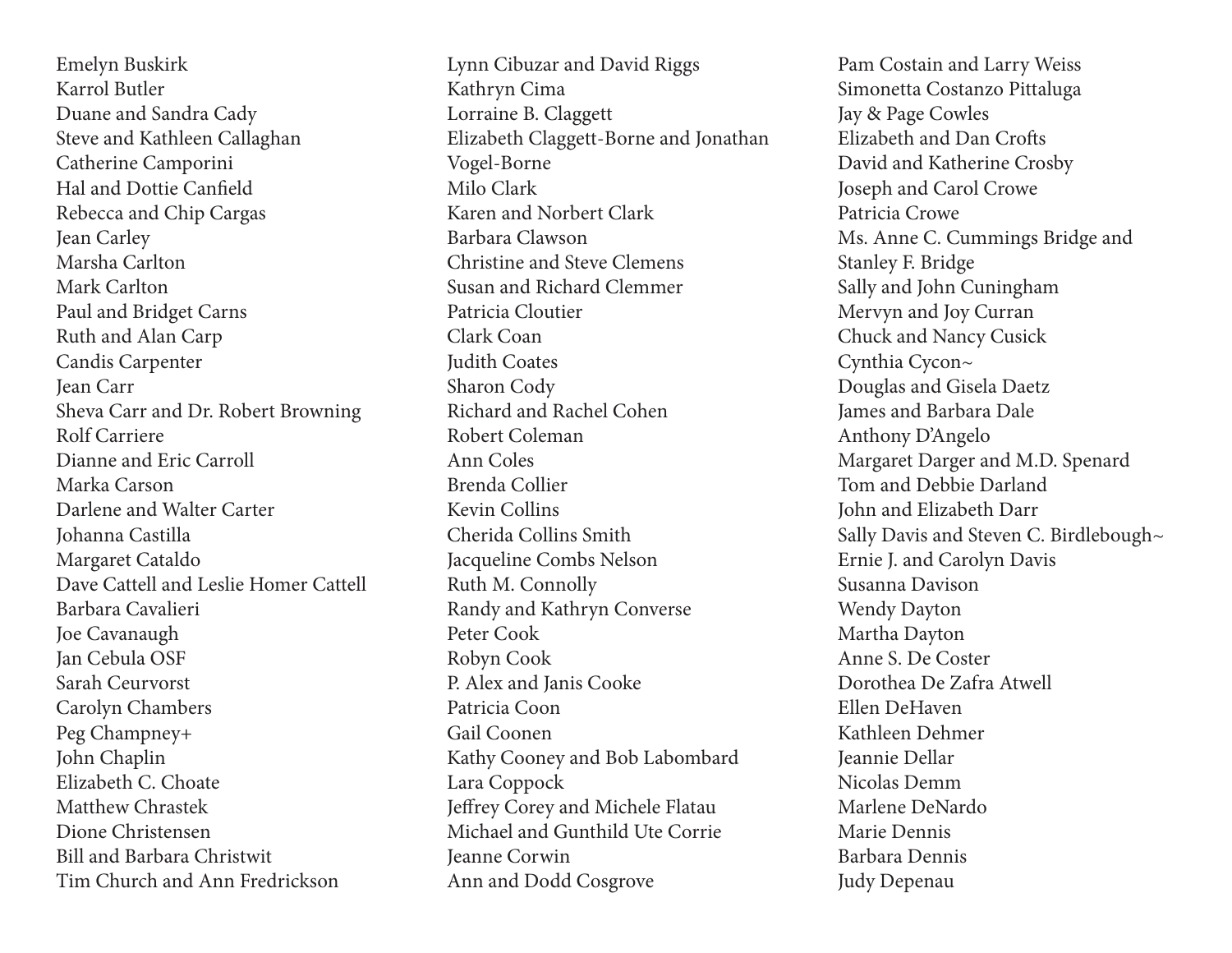Emelyn Buskirk
Karrol Butler
Duane and Sandra Cady
Steve and Kathleen Callaghan
Catherine Camporini
Hal and Dottie Canfield
Rebecca and Chip Cargas
Jean Carley
Marsha Carlton
Mark Carlton
Paul and Bridget Carns
Ruth and Alan Carp
Candis Carpenter
Jean Carr
Sheva Carr and Dr. Robert Browning
Rolf Carriere
Dianne and Eric Carroll
Marka Carson
Darlene and Walter Carter
Johanna Castilla
Margaret Cataldo
Dave Cattell and Leslie Homer Cattell
Barbara Cavalieri
Joe Cavanaugh
Jan Cebula OSF
Sarah Ceurvorst
Carolyn Chambers
Peg Champney+
John Chaplin
Elizabeth C. Choate
Matthew Chrastek
Dione Christensen
Bill and Barbara Christwit
Tim Church and Ann Fredrickson
Lynn Cibuzar and David Riggs
Kathryn Cima
Lorraine B. Claggett
Elizabeth Claggett-Borne and Jonathan Vogel-Borne
Milo Clark
Karen and Norbert Clark
Barbara Clawson
Christine and Steve Clemens
Susan and Richard Clemmer
Patricia Cloutier
Clark Coan
Judith Coates
Sharon Cody
Richard and Rachel Cohen
Robert Coleman
Ann Coles
Brenda Collier
Kevin Collins
Cherida Collins Smith
Jacqueline Combs Nelson
Ruth M. Connolly
Randy and Kathryn Converse
Peter Cook
Robyn Cook
P. Alex and Janis Cooke
Patricia Coon
Gail Coonen
Kathy Cooney and Bob Labombard
Lara Coppock
Jeffrey Corey and Michele Flatau
Michael and Gunthild Ute Corrie
Jeanne Corwin
Ann and Dodd Cosgrove
Pam Costain and Larry Weiss
Simonetta Costanzo Pittaluga
Jay & Page Cowles
Elizabeth and Dan Crofts
David and Katherine Crosby
Joseph and Carol Crowe
Patricia Crowe
Ms. Anne C. Cummings Bridge and Stanley F. Bridge
Sally and John Cuningham
Mervyn and Joy Curran
Chuck and Nancy Cusick
Cynthia Cycon~
Douglas and Gisela Daetz
James and Barbara Dale
Anthony D'Angelo
Margaret Darger and M.D. Spenard
Tom and Debbie Darland
John and Elizabeth Darr
Sally Davis and Steven C. Birdlebough~
Ernie J. and Carolyn Davis
Susanna Davison
Wendy Dayton
Martha Dayton
Anne S. De Coster
Dorothea De Zafra Atwell
Ellen DeHaven
Kathleen Dehmer
Jeannie Dellar
Nicolas Demm
Marlene DeNardo
Marie Dennis
Barbara Dennis
Judy Depenau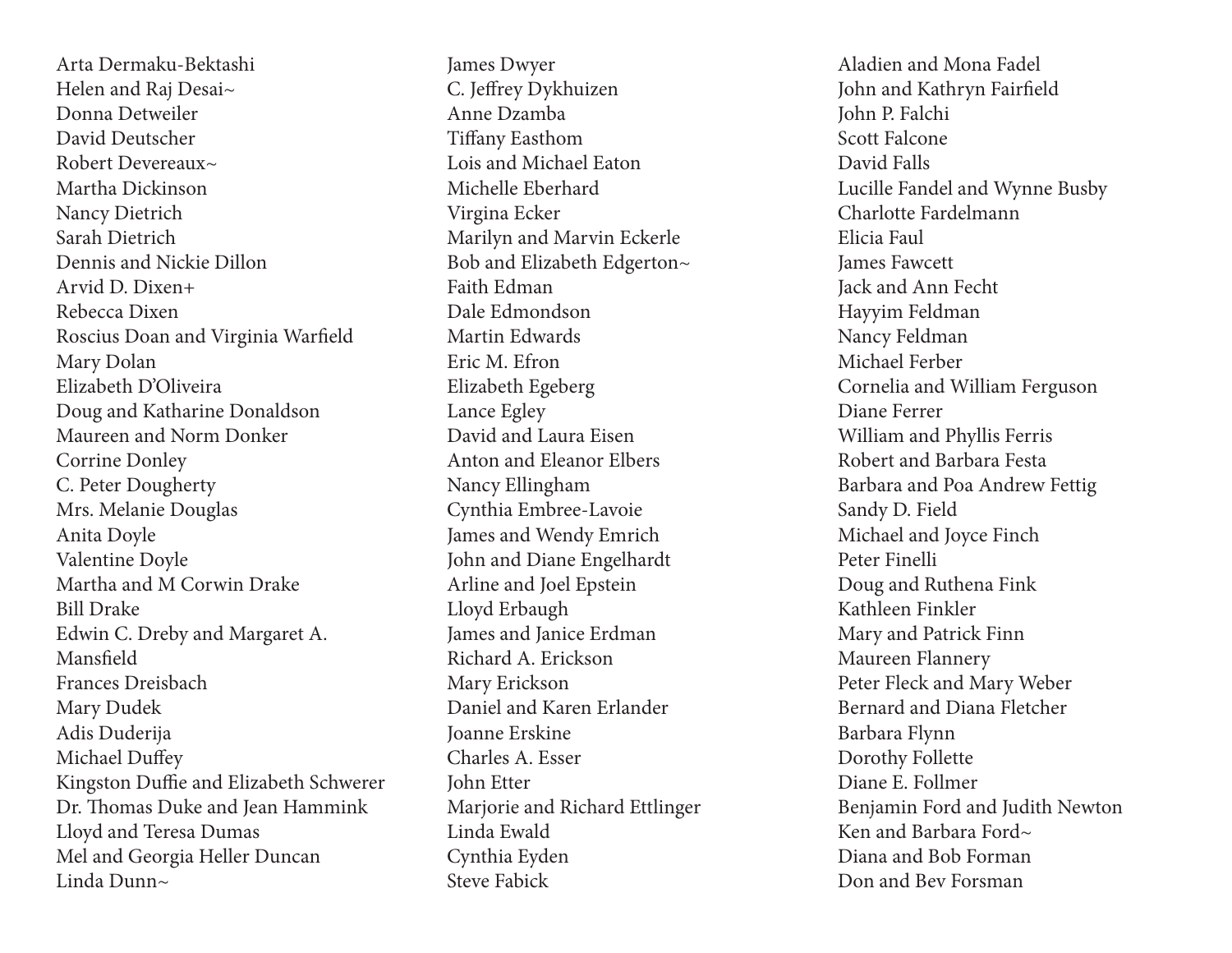Arta Dermaku-Bektashi
Helen and Raj Desai~
Donna Detweiler
David Deutscher
Robert Devereaux~
Martha Dickinson
Nancy Dietrich
Sarah Dietrich
Dennis and Nickie Dillon
Arvid D. Dixen+
Rebecca Dixen
Roscius Doan and Virginia Warfield
Mary Dolan
Elizabeth D'Oliveira
Doug and Katharine Donaldson
Maureen and Norm Donker
Corrine Donley
C. Peter Dougherty
Mrs. Melanie Douglas
Anita Doyle
Valentine Doyle
Martha and M Corwin Drake
Bill Drake
Edwin C. Dreby and Margaret A. Mansfield
Frances Dreisbach
Mary Dudek
Adis Duderija
Michael Duffey
Kingston Duffie and Elizabeth Schwerer
Dr. Thomas Duke and Jean Hammink
Lloyd and Teresa Dumas
Mel and Georgia Heller Duncan
Linda Dunn~
James Dwyer
C. Jeffrey Dykhuizen
Anne Dzamba
Tiffany Easthom
Lois and Michael Eaton
Michelle Eberhard
Virgina Ecker
Marilyn and Marvin Eckerle
Bob and Elizabeth Edgerton~
Faith Edman
Dale Edmondson
Martin Edwards
Eric M. Efron
Elizabeth Egeberg
Lance Egley
David and Laura Eisen
Anton and Eleanor Elbers
Nancy Ellingham
Cynthia Embree-Lavoie
James and Wendy Emrich
John and Diane Engelhardt
Arline and Joel Epstein
Lloyd Erbaugh
James and Janice Erdman
Richard A. Erickson
Mary Erickson
Daniel and Karen Erlander
Joanne Erskine
Charles A. Esser
John Etter
Marjorie and Richard Ettlinger
Linda Ewald
Cynthia Eyden
Steve Fabick
Aladien and Mona Fadel
John and Kathryn Fairfield
John P. Falchi
Scott Falcone
David Falls
Lucille Fandel and Wynne Busby
Charlotte Fardelmann
Elicia Faul
James Fawcett
Jack and Ann Fecht
Hayyim Feldman
Nancy Feldman
Michael Ferber
Cornelia and William Ferguson
Diane Ferrer
William and Phyllis Ferris
Robert and Barbara Festa
Barbara and Poa Andrew Fettig
Sandy D. Field
Michael and Joyce Finch
Peter Finelli
Doug and Ruthena Fink
Kathleen Finkler
Mary and Patrick Finn
Maureen Flannery
Peter Fleck and Mary Weber
Bernard and Diana Fletcher
Barbara Flynn
Dorothy Follette
Diane E. Follmer
Benjamin Ford and Judith Newton
Ken and Barbara Ford~
Diana and Bob Forman
Don and Bev Forsman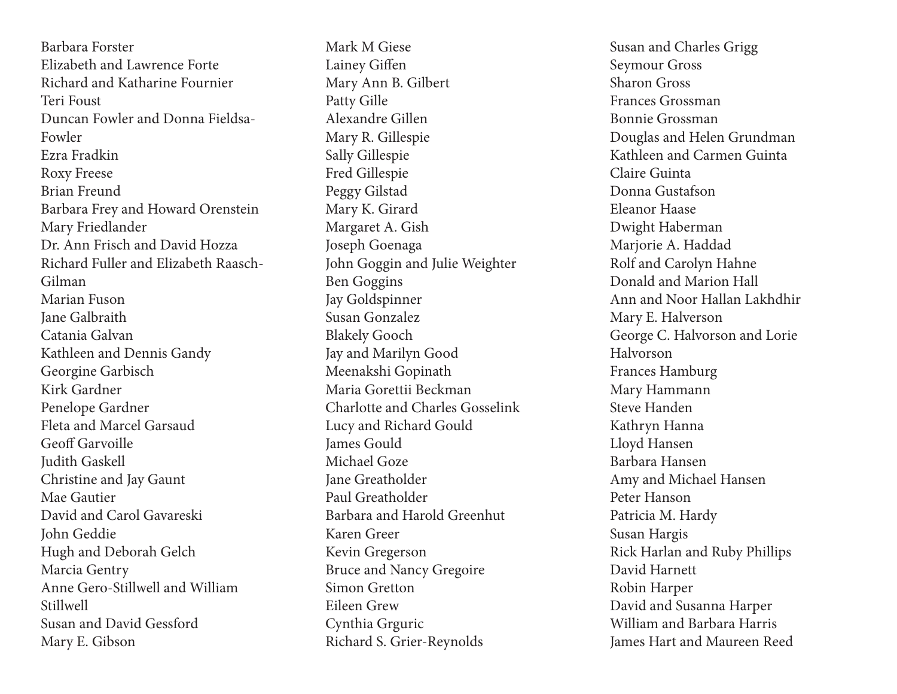Barbara Forster
Elizabeth and Lawrence Forte
Richard and Katharine Fournier
Teri Foust
Duncan Fowler and Donna Fieldsa-Fowler
Ezra Fradkin
Roxy Freese
Brian Freund
Barbara Frey and Howard Orenstein
Mary Friedlander
Dr. Ann Frisch and David Hozza
Richard Fuller and Elizabeth Raasch-Gilman
Marian Fuson
Jane Galbraith
Catania Galvan
Kathleen and Dennis Gandy
Georgine Garbisch
Kirk Gardner
Penelope Gardner
Fleta and Marcel Garsaud
Geoff Garvoille
Judith Gaskell
Christine and Jay Gaunt
Mae Gautier
David and Carol Gavareski
John Geddie
Hugh and Deborah Gelch
Marcia Gentry
Anne Gero-Stillwell and William Stillwell
Susan and David Gessford
Mary E. Gibson
Mark M Giese
Lainey Giffen
Mary Ann B. Gilbert
Patty Gille
Alexandre Gillen
Mary R. Gillespie
Sally Gillespie
Fred Gillespie
Peggy Gilstad
Mary K. Girard
Margaret A. Gish
Joseph Goenaga
John Goggin and Julie Weighter
Ben Goggins
Jay Goldspinner
Susan Gonzalez
Blakely Gooch
Jay and Marilyn Good
Meenakshi Gopinath
Maria Gorettii Beckman
Charlotte and Charles Gosselink
Lucy and Richard Gould
James Gould
Michael Goze
Jane Greatholder
Paul Greatholder
Barbara and Harold Greenhut
Karen Greer
Kevin Gregerson
Bruce and Nancy Gregoire
Simon Gretton
Eileen Grew
Cynthia Grguric
Richard S. Grier-Reynolds
Susan and Charles Grigg
Seymour Gross
Sharon Gross
Frances Grossman
Bonnie Grossman
Douglas and Helen Grundman
Kathleen and Carmen Guinta
Claire Guinta
Donna Gustafson
Eleanor Haase
Dwight Haberman
Marjorie A. Haddad
Rolf and Carolyn Hahne
Donald and Marion Hall
Ann and Noor Hallan Lakhdhir
Mary E. Halverson
George C. Halvorson and Lorie Halvorson
Frances Hamburg
Mary Hammann
Steve Handen
Kathryn Hanna
Lloyd Hansen
Barbara Hansen
Amy and Michael Hansen
Peter Hanson
Patricia M. Hardy
Susan Hargis
Rick Harlan and Ruby Phillips
David Harnett
Robin Harper
David and Susanna Harper
William and Barbara Harris
James Hart and Maureen Reed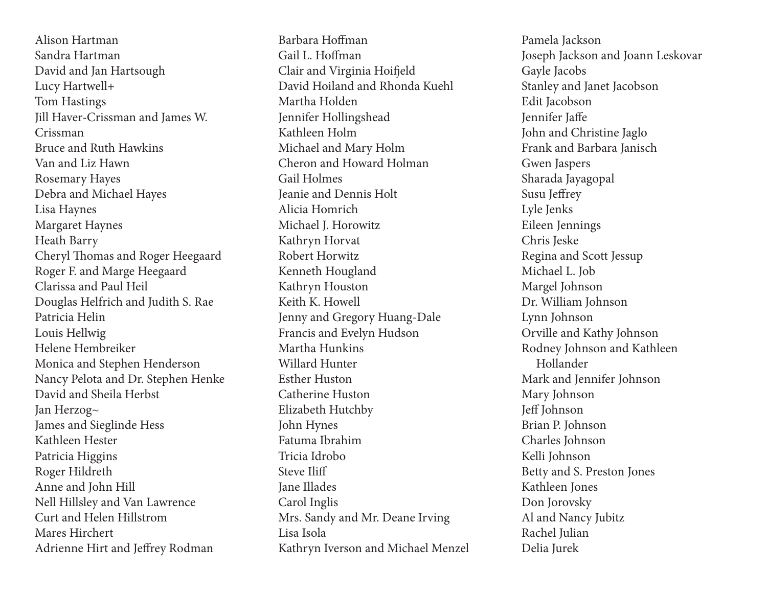Alison Hartman
Sandra Hartman
David and Jan Hartsough
Lucy Hartwell+
Tom Hastings
Jill Haver-Crissman and James W. Crissman
Bruce and Ruth Hawkins
Van and Liz Hawn
Rosemary Hayes
Debra and Michael Hayes
Lisa Haynes
Margaret Haynes
Heath Barry
Cheryl Thomas and Roger Heegaard
Roger F. and Marge Heegaard
Clarissa and Paul Heil
Douglas Helfrich and Judith S. Rae
Patricia Helin
Louis Hellwig
Helene Hembreiker
Monica and Stephen Henderson
Nancy Pelota and Dr. Stephen Henke
David and Sheila Herbst
Jan Herzog~
James and Sieglinde Hess
Kathleen Hester
Patricia Higgins
Roger Hildreth
Anne and John Hill
Nell Hillsley and Van Lawrence
Curt and Helen Hillstrom
Mares Hirchert
Adrienne Hirt and Jeffrey Rodman

Barbara Hoffman
Gail L. Hoffman
Clair and Virginia Hoifjeld
David Hoiland and Rhonda Kuehl
Martha Holden
Jennifer Hollingshead
Kathleen Holm
Michael and Mary Holm
Cheron and Howard Holman
Gail Holmes
Jeanie and Dennis Holt
Alicia Homrich
Michael J. Horowitz
Kathryn Horvat
Robert Horwitz
Kenneth Hougland
Kathryn Houston
Keith K. Howell
Jenny and Gregory Huang-Dale
Francis and Evelyn Hudson
Martha Hunkins
Willard Hunter
Esther Huston
Catherine Huston
Elizabeth Hutchby
John Hynes
Fatuma Ibrahim
Tricia Idrobo
Steve Iliff
Jane Illades
Carol Inglis
Mrs. Sandy and Mr. Deane Irving
Lisa Isola
Kathryn Iverson and Michael Menzel

Pamela Jackson
Joseph Jackson and Joann Leskovar
Gayle Jacobs
Stanley and Janet Jacobson
Edit Jacobson
Jennifer Jaffe
John and Christine Jaglo
Frank and Barbara Janisch
Gwen Jaspers
Sharada Jayagopal
Susu Jeffrey
Lyle Jenks
Eileen Jennings
Chris Jeske
Regina and Scott Jessup
Michael L. Job
Margel Johnson
Dr. William Johnson
Lynn Johnson
Orville and Kathy Johnson
Rodney Johnson and Kathleen Hollander
Mark and Jennifer Johnson
Mary Johnson
Jeff Johnson
Brian P. Johnson
Charles Johnson
Kelli Johnson
Betty and S. Preston Jones
Kathleen Jones
Don Jorovsky
Al and Nancy Jubitz
Rachel Julian
Delia Jurek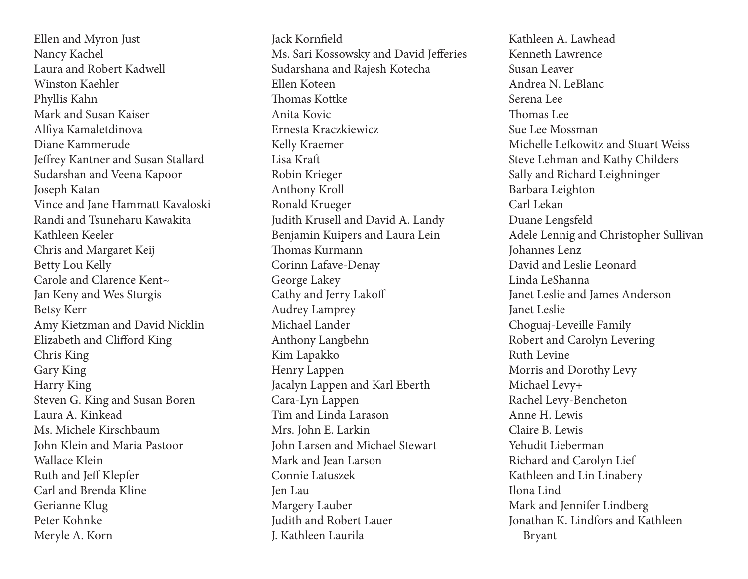Ellen and Myron Just
Nancy Kachel
Laura and Robert Kadwell
Winston Kaehler
Phyllis Kahn
Mark and Susan Kaiser
Alfiya Kamaletdinova
Diane Kammerude
Jeffrey Kantner and Susan Stallard
Sudarshan and Veena Kapoor
Joseph Katan
Vince and Jane Hammatt Kavaloski
Randi and Tsuneharu Kawakita
Kathleen Keeler
Chris and Margaret Keij
Betty Lou Kelly
Carole and Clarence Kent~
Jan Keny and Wes Sturgis
Betsy Kerr
Amy Kietzman and David Nicklin
Elizabeth and Clifford King
Chris King
Gary King
Harry King
Steven G. King and Susan Boren
Laura A. Kinkead
Ms. Michele Kirschbaum
John Klein and Maria Pastoor
Wallace Klein
Ruth and Jeff Klepfer
Carl and Brenda Kline
Gerianne Klug
Peter Kohnke
Meryle A. Korn
Jack Kornfield
Ms. Sari Kossowsky and David Jefferies
Sudarshana and Rajesh Kotecha
Ellen Koteen
Thomas Kottke
Anita Kovic
Ernesta Kraczkiewicz
Kelly Kraemer
Lisa Kraft
Robin Krieger
Anthony Kroll
Ronald Krueger
Judith Krusell and David A. Landy
Benjamin Kuipers and Laura Lein
Thomas Kurmann
Corinn Lafave-Denay
George Lakey
Cathy and Jerry Lakoff
Audrey Lamprey
Michael Lander
Anthony Langbehn
Kim Lapakko
Henry Lappen
Jacalyn Lappen and Karl Eberth
Cara-Lyn Lappen
Tim and Linda Larason
Mrs. John E. Larkin
John Larsen and Michael Stewart
Mark and Jean Larson
Connie Latuszek
Jen Lau
Margery Lauber
Judith and Robert Lauer
J. Kathleen Laurila
Kathleen A. Lawhead
Kenneth Lawrence
Susan Leaver
Andrea N. LeBlanc
Serena Lee
Thomas Lee
Sue Lee Mossman
Michelle Lefkowitz and Stuart Weiss
Steve Lehman and Kathy Childers
Sally and Richard Leighninger
Barbara Leighton
Carl Lekan
Duane Lengsfeld
Adele Lennig and Christopher Sullivan
Johannes Lenz
David and Leslie Leonard
Linda LeShanna
Janet Leslie and James Anderson
Janet Leslie
Choguaj-Leveille Family
Robert and Carolyn Levering
Ruth Levine
Morris and Dorothy Levy
Michael Levy+
Rachel Levy-Bencheton
Anne H. Lewis
Claire B. Lewis
Yehudit Lieberman
Richard and Carolyn Lief
Kathleen and Lin Linabery
Ilona Lind
Mark and Jennifer Lindberg
Jonathan K. Lindfors and Kathleen Bryant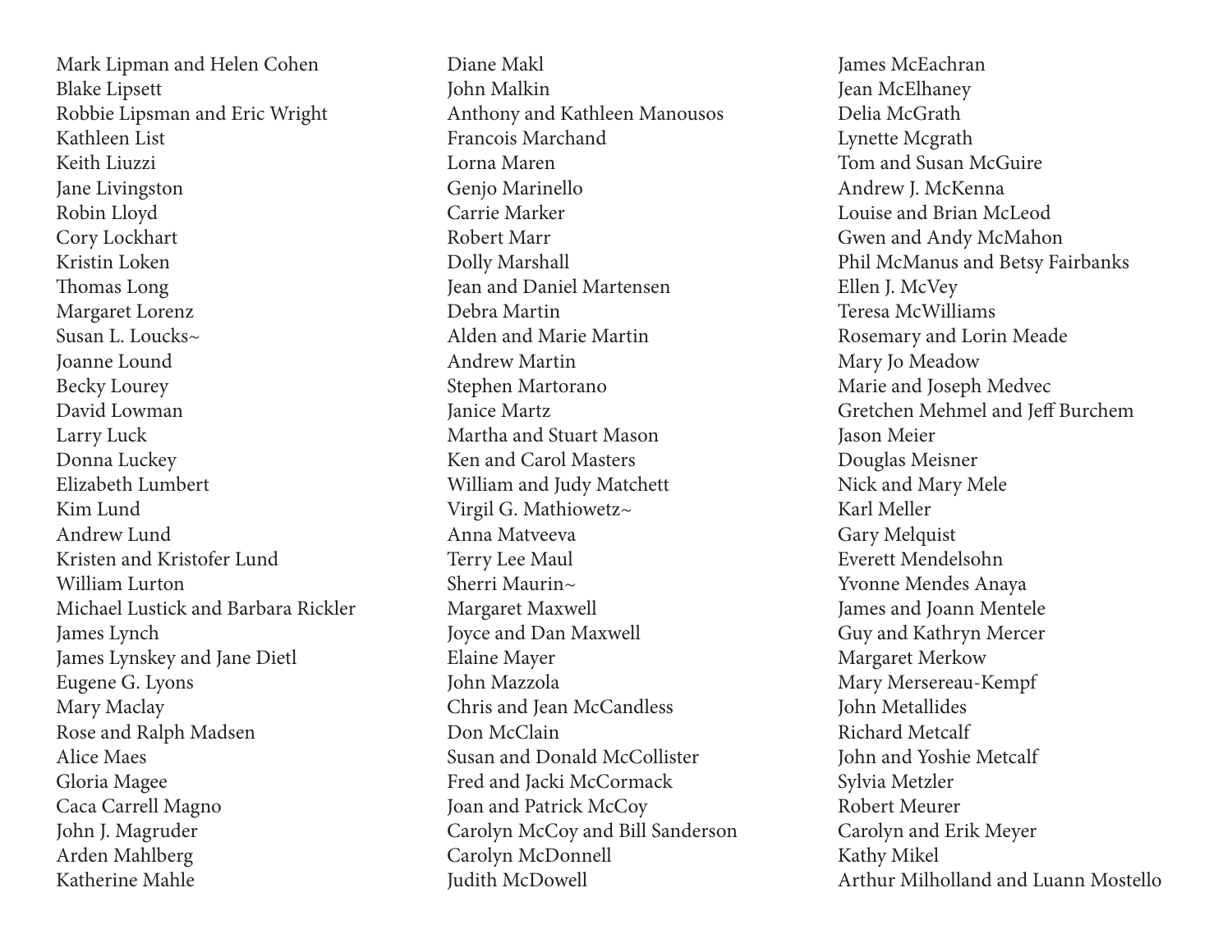Mark Lipman and Helen Cohen
Blake Lipsett
Robbie Lipsman and Eric Wright
Kathleen List
Keith Liuzzi
Jane Livingston
Robin Lloyd
Cory Lockhart
Kristin Loken
Thomas Long
Margaret Lorenz
Susan L. Loucks~
Joanne Lound
Becky Lourey
David Lowman
Larry Luck
Donna Luckey
Elizabeth Lumbert
Kim Lund
Andrew Lund
Kristen and Kristofer Lund
William Lurton
Michael Lustick and Barbara Rickler
James Lynch
James Lynskey and Jane Dietl
Eugene G. Lyons
Mary Maclay
Rose and Ralph Madsen
Alice Maes
Gloria Magee
Caca Carrell Magno
John J. Magruder
Arden Mahlberg
Katherine Mahle
Diane Makl
John Malkin
Anthony and Kathleen Manousos
Francois Marchand
Lorna Maren
Genjo Marinello
Carrie Marker
Robert Marr
Dolly Marshall
Jean and Daniel Martensen
Debra Martin
Alden and Marie Martin
Andrew Martin
Stephen Martorano
Janice Martz
Martha and Stuart Mason
Ken and Carol Masters
William and Judy Matchett
Virgil G. Mathiowetz~
Anna Matveeva
Terry Lee Maul
Sherri Maurin~
Margaret Maxwell
Joyce and Dan Maxwell
Elaine Mayer
John Mazzola
Chris and Jean McCandless
Don McClain
Susan and Donald McCollister
Fred and Jacki McCormack
Joan and Patrick McCoy
Carolyn McCoy and Bill Sanderson
Carolyn McDonnell
Judith McDowell
James McEachran
Jean McElhaney
Delia McGrath
Lynette Mcgrath
Tom and Susan McGuire
Andrew J. McKenna
Louise and Brian McLeod
Gwen and Andy McMahon
Phil McManus and Betsy Fairbanks
Ellen J. McVey
Teresa McWilliams
Rosemary and Lorin Meade
Mary Jo Meadow
Marie and Joseph Medvec
Gretchen Mehmel and Jeff Burchem
Jason Meier
Douglas Meisner
Nick and Mary Mele
Karl Meller
Gary Melquist
Everett Mendelsohn
Yvonne Mendes Anaya
James and Joann Mentele
Guy and Kathryn Mercer
Margaret Merkow
Mary Mersereau-Kempf
John Metallides
Richard Metcalf
John and Yoshie Metcalf
Sylvia Metzler
Robert Meurer
Carolyn and Erik Meyer
Kathy Mikel
Arthur Milholland and Luann Mostello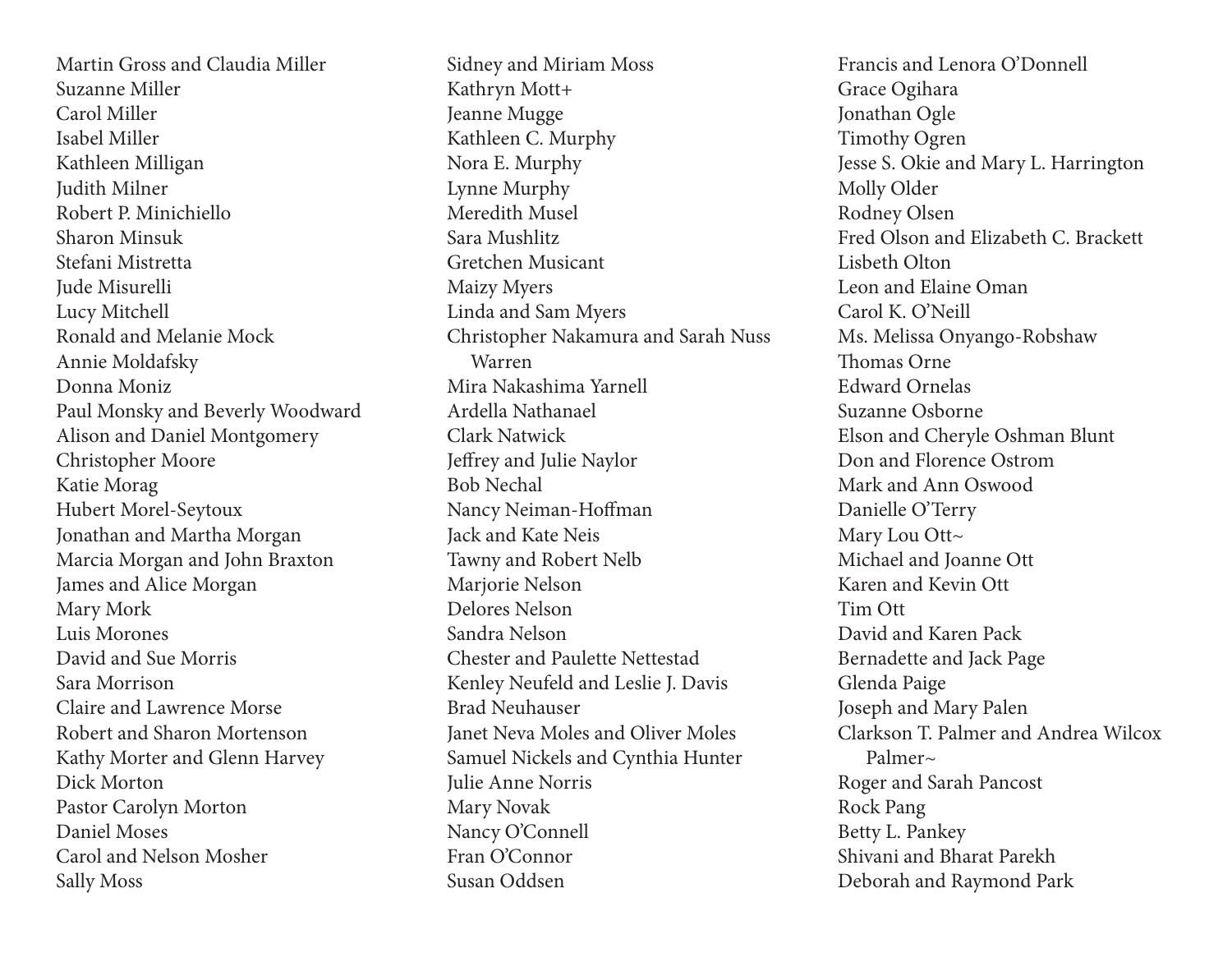Martin Gross and Claudia Miller
Suzanne Miller
Carol Miller
Isabel Miller
Kathleen Milligan
Judith Milner
Robert P. Minichiello
Sharon Minsuk
Stefani Mistretta
Jude Misurelli
Lucy Mitchell
Ronald and Melanie Mock
Annie Moldafsky
Donna Moniz
Paul Monsky and Beverly Woodward
Alison and Daniel Montgomery
Christopher Moore
Katie Morag
Hubert Morel-Seytoux
Jonathan and Martha Morgan
Marcia Morgan and John Braxton
James and Alice Morgan
Mary Mork
Luis Morones
David and Sue Morris
Sara Morrison
Claire and Lawrence Morse
Robert and Sharon Mortenson
Kathy Morter and Glenn Harvey
Dick Morton
Pastor Carolyn Morton
Daniel Moses
Carol and Nelson Mosher
Sally Moss
Sidney and Miriam Moss
Kathryn Mott+
Jeanne Mugge
Kathleen C. Murphy
Nora E. Murphy
Lynne Murphy
Meredith Musel
Sara Mushlitz
Gretchen Musicant
Maizy Myers
Linda and Sam Myers
Christopher Nakamura and Sarah Nuss Warren
Mira Nakashima Yarnell
Ardella Nathanael
Clark Natwick
Jeffrey and Julie Naylor
Bob Nechal
Nancy Neiman-Hoffman
Jack and Kate Neis
Tawny and Robert Nelb
Marjorie Nelson
Delores Nelson
Sandra Nelson
Chester and Paulette Nettestad
Kenley Neufeld and Leslie J. Davis
Brad Neuhauser
Janet Neva Moles and Oliver Moles
Samuel Nickels and Cynthia Hunter
Julie Anne Norris
Mary Novak
Nancy O'Connell
Fran O'Connor
Susan Oddsen
Francis and Lenora O'Donnell
Grace Ogihara
Jonathan Ogle
Timothy Ogren
Jesse S. Okie and Mary L. Harrington
Molly Older
Rodney Olsen
Fred Olson and Elizabeth C. Brackett
Lisbeth Olton
Leon and Elaine Oman
Carol K. O'Neill
Ms. Melissa Onyango-Robshaw
Thomas Orne
Edward Ornelas
Suzanne Osborne
Elson and Cheryle Oshman Blunt
Don and Florence Ostrom
Mark and Ann Oswood
Danielle O'Terry
Mary Lou Ott~
Michael and Joanne Ott
Karen and Kevin Ott
Tim Ott
David and Karen Pack
Bernadette and Jack Page
Glenda Paige
Joseph and Mary Palen
Clarkson T. Palmer and Andrea Wilcox Palmer~
Roger and Sarah Pancost
Rock Pang
Betty L. Pankey
Shivani and Bharat Parekh
Deborah and Raymond Park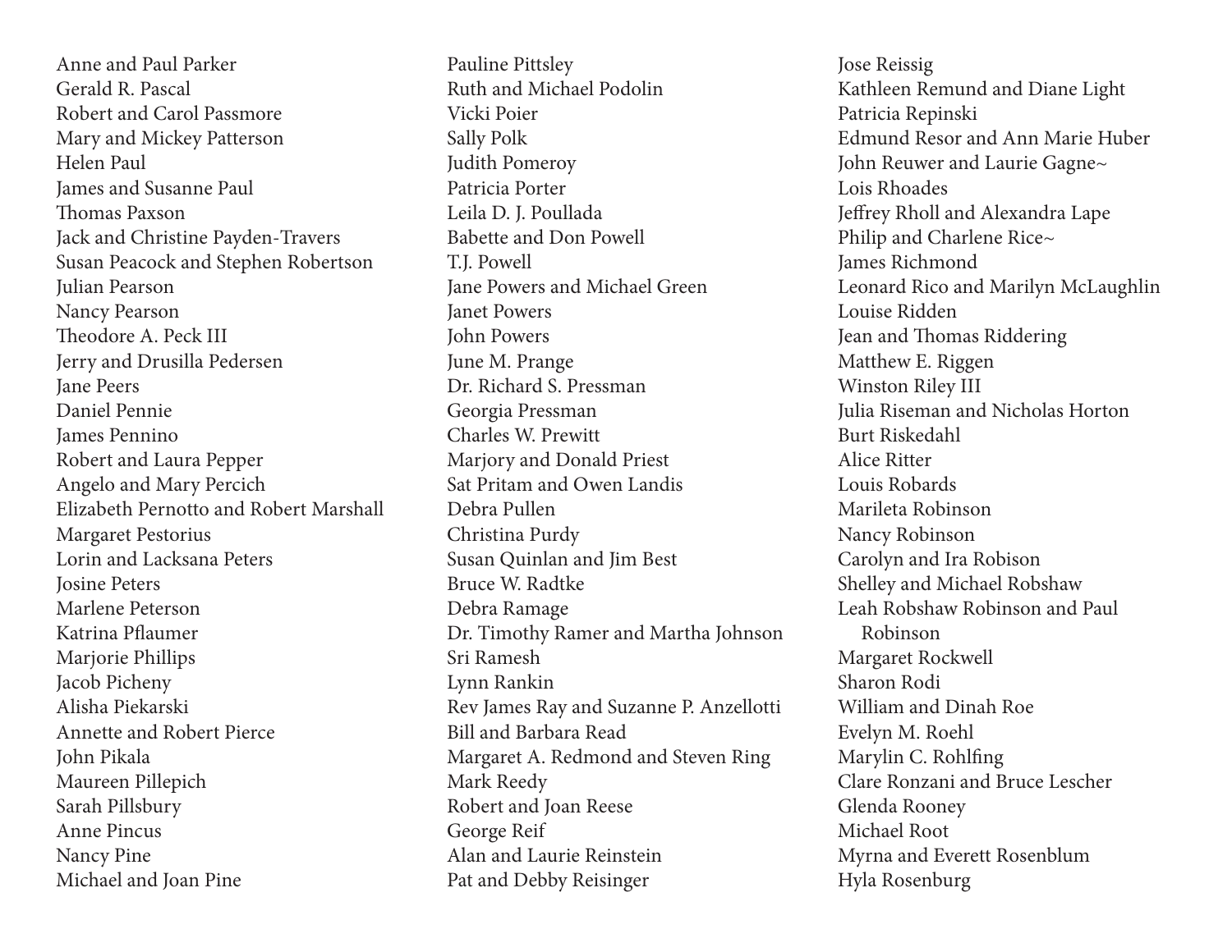Anne and Paul Parker
Gerald R. Pascal
Robert and Carol Passmore
Mary and Mickey Patterson
Helen Paul
James and Susanne Paul
Thomas Paxson
Jack and Christine Payden-Travers
Susan Peacock and Stephen Robertson
Julian Pearson
Nancy Pearson
Theodore A. Peck III
Jerry and Drusilla Pedersen
Jane Peers
Daniel Pennie
James Pennino
Robert and Laura Pepper
Angelo and Mary Percich
Elizabeth Pernotto and Robert Marshall
Margaret Pestorius
Lorin and Lacksana Peters
Josine Peters
Marlene Peterson
Katrina Pflaumer
Marjorie Phillips
Jacob Picheny
Alisha Piekarski
Annette and Robert Pierce
John Pikala
Maureen Pillepich
Sarah Pillsbury
Anne Pincus
Nancy Pine
Michael and Joan Pine
Pauline Pittsley
Ruth and Michael Podolin
Vicki Poier
Sally Polk
Judith Pomeroy
Patricia Porter
Leila D. J. Poullada
Babette and Don Powell
T.J. Powell
Jane Powers and Michael Green
Janet Powers
John Powers
June M. Prange
Dr. Richard S. Pressman
Georgia Pressman
Charles W. Prewitt
Marjory and Donald Priest
Sat Pritam and Owen Landis
Debra Pullen
Christina Purdy
Susan Quinlan and Jim Best
Bruce W. Radtke
Debra Ramage
Dr. Timothy Ramer and Martha Johnson
Sri Ramesh
Lynn Rankin
Rev James Ray and Suzanne P. Anzellotti
Bill and Barbara Read
Margaret A. Redmond and Steven Ring
Mark Reedy
Robert and Joan Reese
George Reif
Alan and Laurie Reinstein
Pat and Debby Reisinger
Jose Reissig
Kathleen Remund and Diane Light
Patricia Repinski
Edmund Resor and Ann Marie Huber
John Reuwer and Laurie Gagne~
Lois Rhoades
Jeffrey Rholl and Alexandra Lape
Philip and Charlene Rice~
James Richmond
Leonard Rico and Marilyn McLaughlin
Louise Ridden
Jean and Thomas Riddering
Matthew E. Riggen
Winston Riley III
Julia Riseman and Nicholas Horton
Burt Riskedahl
Alice Ritter
Louis Robards
Marileta Robinson
Nancy Robinson
Carolyn and Ira Robison
Shelley and Michael Robshaw
Leah Robshaw Robinson and Paul Robinson
Margaret Rockwell
Sharon Rodi
William and Dinah Roe
Evelyn M. Roehl
Marylin C. Rohlfing
Clare Ronzani and Bruce Lescher
Glenda Rooney
Michael Root
Myrna and Everett Rosenblum
Hyla Rosenburg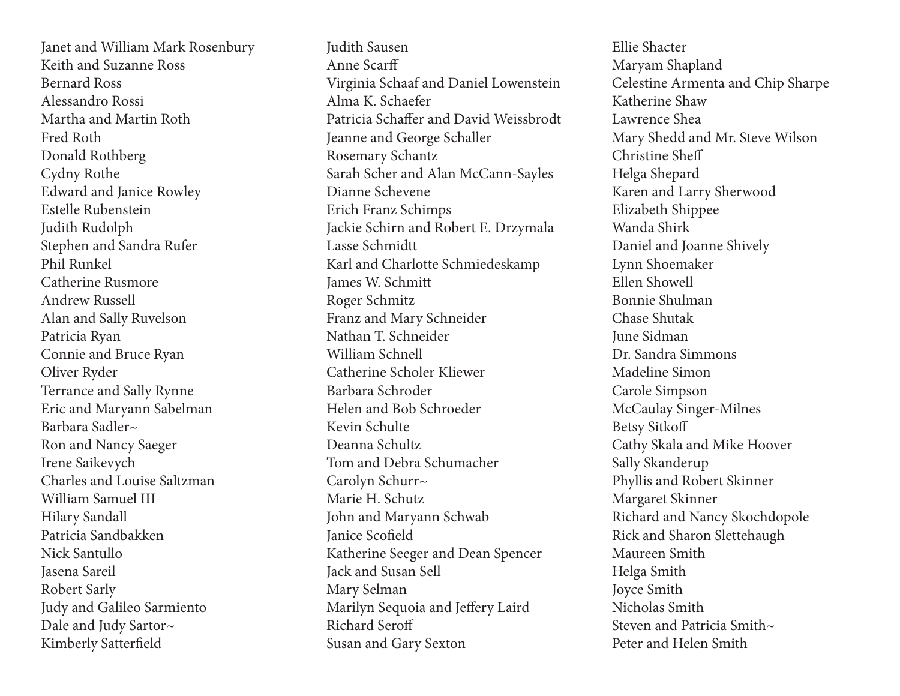Janet and William Mark Rosenbury
Keith and Suzanne Ross
Bernard Ross
Alessandro Rossi
Martha and Martin Roth
Fred Roth
Donald Rothberg
Cydny Rothe
Edward and Janice Rowley
Estelle Rubenstein
Judith Rudolph
Stephen and Sandra Rufer
Phil Runkel
Catherine Rusmore
Andrew Russell
Alan and Sally Ruvelson
Patricia Ryan
Connie and Bruce Ryan
Oliver Ryder
Terrance and Sally Rynne
Eric and Maryann Sabelman
Barbara Sadler~
Ron and Nancy Saeger
Irene Saikevych
Charles and Louise Saltzman
William Samuel III
Hilary Sandall
Patricia Sandbakken
Nick Santullo
Jasena Sareil
Robert Sarly
Judy and Galileo Sarmiento
Dale and Judy Sartor~
Kimberly Satterfield
Judith Sausen
Anne Scarff
Virginia Schaaf and Daniel Lowenstein
Alma K. Schaefer
Patricia Schaffer and David Weissbrodt
Jeanne and George Schaller
Rosemary Schantz
Sarah Scher and Alan McCann-Sayles
Dianne Schevene
Erich Franz Schimps
Jackie Schirn and Robert E. Drzymala
Lasse Schmidtt
Karl and Charlotte Schmiedeskamp
James W. Schmitt
Roger Schmitz
Franz and Mary Schneider
Nathan T. Schneider
William Schnell
Catherine Scholer Kliewer
Barbara Schroder
Helen and Bob Schroeder
Kevin Schulte
Deanna Schultz
Tom and Debra Schumacher
Carolyn Schurr~
Marie H. Schutz
John and Maryann Schwab
Janice Scofield
Katherine Seeger and Dean Spencer
Jack and Susan Sell
Mary Selman
Marilyn Sequoia and Jeffery Laird
Richard Seroff
Susan and Gary Sexton
Ellie Shacter
Maryam Shapland
Celestine Armenta and Chip Sharpe
Katherine Shaw
Lawrence Shea
Mary Shedd and Mr. Steve Wilson
Christine Sheff
Helga Shepard
Karen and Larry Sherwood
Elizabeth Shippee
Wanda Shirk
Daniel and Joanne Shively
Lynn Shoemaker
Ellen Showell
Bonnie Shulman
Chase Shutak
June Sidman
Dr. Sandra Simmons
Madeline Simon
Carole Simpson
McCaulay Singer-Milnes
Betsy Sitkoff
Cathy Skala and Mike Hoover
Sally Skanderup
Phyllis and Robert Skinner
Margaret Skinner
Richard and Nancy Skochdopole
Rick and Sharon Slettehaugh
Maureen Smith
Helga Smith
Joyce Smith
Nicholas Smith
Steven and Patricia Smith~
Peter and Helen Smith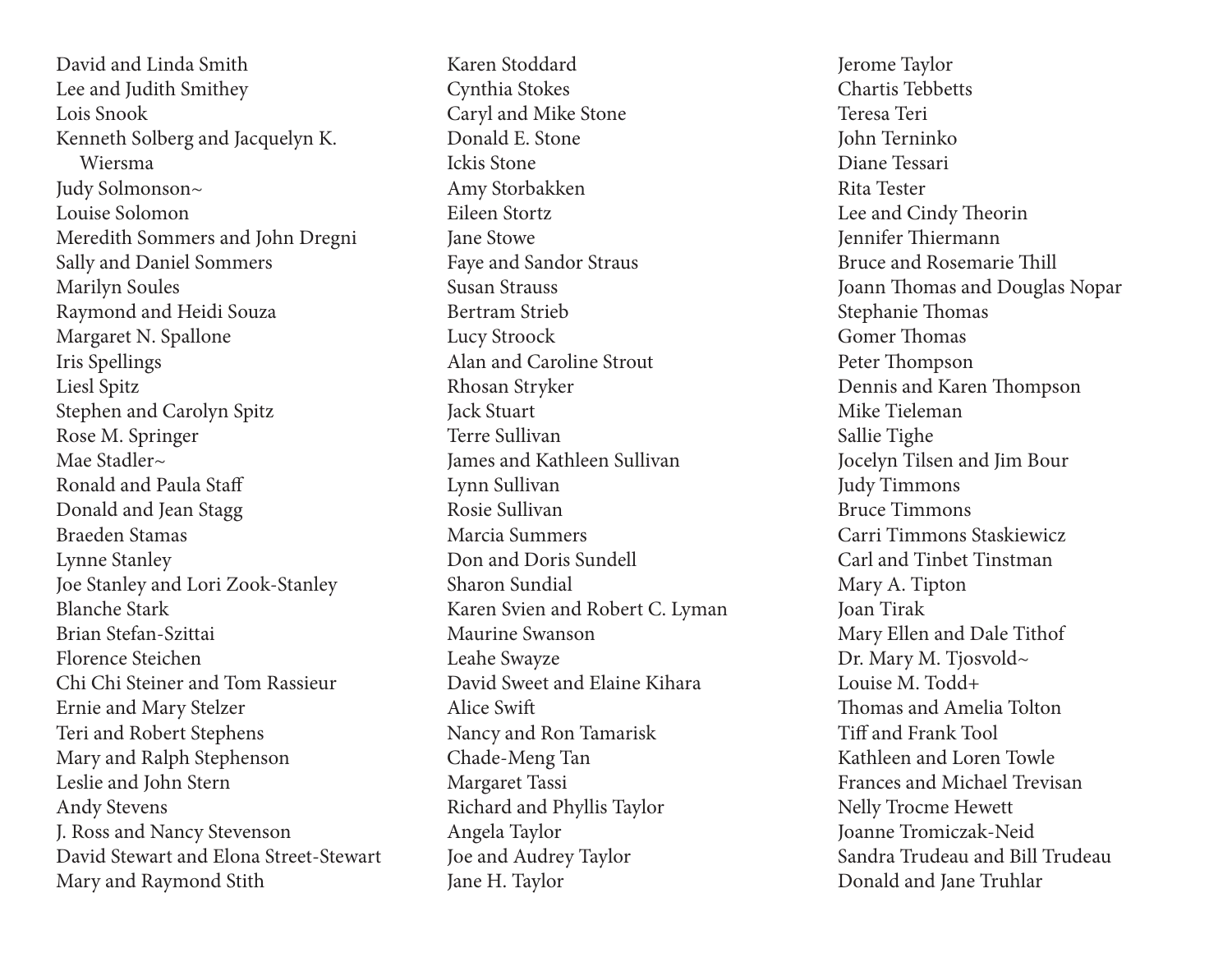David and Linda Smith
Lee and Judith Smithey
Lois Snook
Kenneth Solberg and Jacquelyn K. Wiersma
Judy Solmonson~
Louise Solomon
Meredith Sommers and John Dregni
Sally and Daniel Sommers
Marilyn Soules
Raymond and Heidi Souza
Margaret N. Spallone
Iris Spellings
Liesl Spitz
Stephen and Carolyn Spitz
Rose M. Springer
Mae Stadler~
Ronald and Paula Staff
Donald and Jean Stagg
Braeden Stamas
Lynne Stanley
Joe Stanley and Lori Zook-Stanley
Blanche Stark
Brian Stefan-Szittai
Florence Steichen
Chi Chi Steiner and Tom Rassieur
Ernie and Mary Stelzer
Teri and Robert Stephens
Mary and Ralph Stephenson
Leslie and John Stern
Andy Stevens
J. Ross and Nancy Stevenson
David Stewart and Elona Street-Stewart
Mary and Raymond Stith
Karen Stoddard
Cynthia Stokes
Caryl and Mike Stone
Donald E. Stone
Ickis Stone
Amy Storbakken
Eileen Stortz
Jane Stowe
Faye and Sandor Straus
Susan Strauss
Bertram Strieb
Lucy Stroock
Alan and Caroline Strout
Rhosan Stryker
Jack Stuart
Terre Sullivan
James and Kathleen Sullivan
Lynn Sullivan
Rosie Sullivan
Marcia Summers
Don and Doris Sundell
Sharon Sundial
Karen Svien and Robert C. Lyman
Maurine Swanson
Leahe Swayze
David Sweet and Elaine Kihara
Alice Swift
Nancy and Ron Tamarisk
Chade-Meng Tan
Margaret Tassi
Richard and Phyllis Taylor
Angela Taylor
Joe and Audrey Taylor
Jane H. Taylor
Jerome Taylor
Chartis Tebbetts
Teresa Teri
John Terninko
Diane Tessari
Rita Tester
Lee and Cindy Theorin
Jennifer Thiermann
Bruce and Rosemarie Thill
Joann Thomas and Douglas Nopar
Stephanie Thomas
Gomer Thomas
Peter Thompson
Dennis and Karen Thompson
Mike Tieleman
Sallie Tighe
Jocelyn Tilsen and Jim Bour
Judy Timmons
Bruce Timmons
Carri Timmons Staskiewicz
Carl and Tinbet Tinstman
Mary A. Tipton
Joan Tirak
Mary Ellen and Dale Tithof
Dr. Mary M. Tjosvold~
Louise M. Todd+
Thomas and Amelia Tolton
Tiff and Frank Tool
Kathleen and Loren Towle
Frances and Michael Trevisan
Nelly Trocme Hewett
Joanne Tromiczak-Neid
Sandra Trudeau and Bill Trudeau
Donald and Jane Truhlar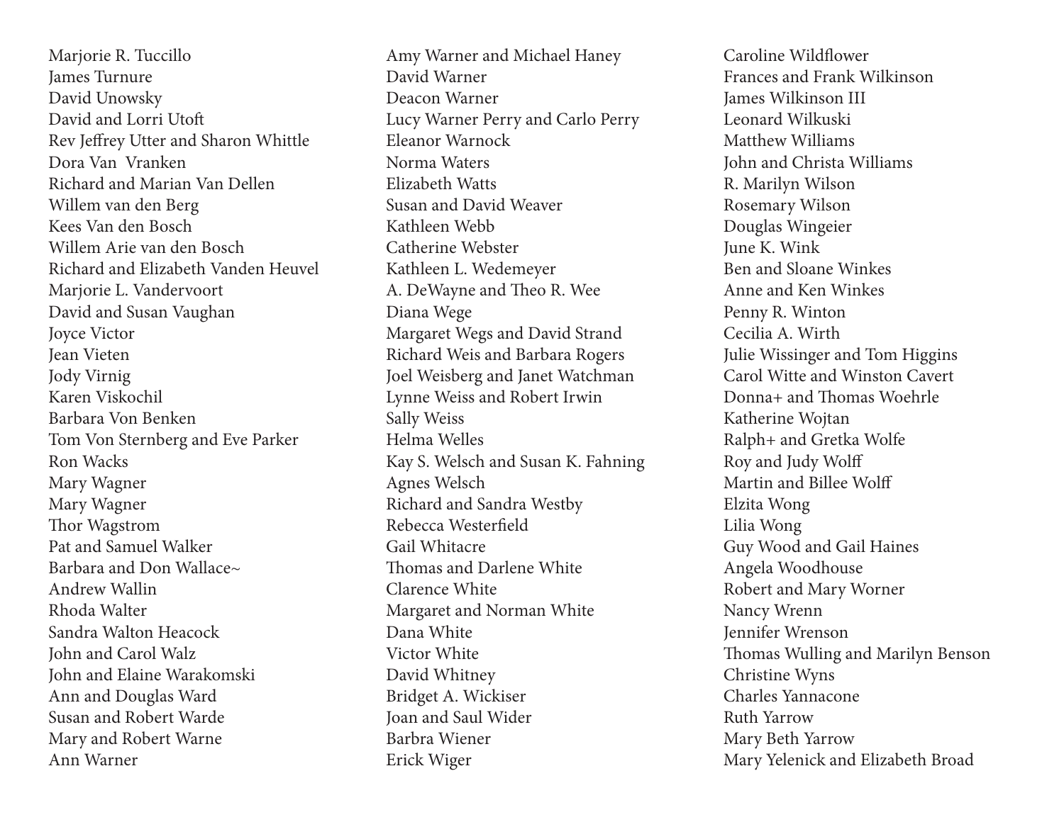Marjorie R. Tuccillo
James Turnure
David Unowsky
David and Lorri Utoft
Rev Jeffrey Utter and Sharon Whittle
Dora Van  Vranken
Richard and Marian Van Dellen
Willem van den Berg
Kees Van den Bosch
Willem Arie van den Bosch
Richard and Elizabeth Vanden Heuvel
Marjorie L. Vandervoort
David and Susan Vaughan
Joyce Victor
Jean Vieten
Jody Virnig
Karen Viskochil
Barbara Von Benken
Tom Von Sternberg and Eve Parker
Ron Wacks
Mary Wagner
Mary Wagner
Thor Wagstrom
Pat and Samuel Walker
Barbara and Don Wallace~
Andrew Wallin
Rhoda Walter
Sandra Walton Heacock
John and Carol Walz
John and Elaine Warakomski
Ann and Douglas Ward
Susan and Robert Warde
Mary and Robert Warne
Ann Warner
Amy Warner and Michael Haney
David Warner
Deacon Warner
Lucy Warner Perry and Carlo Perry
Eleanor Warnock
Norma Waters
Elizabeth Watts
Susan and David Weaver
Kathleen Webb
Catherine Webster
Kathleen L. Wedemeyer
A. DeWayne and Theo R. Wee
Diana Wege
Margaret Wegs and David Strand
Richard Weis and Barbara Rogers
Joel Weisberg and Janet Watchman
Lynne Weiss and Robert Irwin
Sally Weiss
Helma Welles
Kay S. Welsch and Susan K. Fahning
Agnes Welsch
Richard and Sandra Westby
Rebecca Westerfield
Gail Whitacre
Thomas and Darlene White
Clarence White
Margaret and Norman White
Dana White
Victor White
David Whitney
Bridget A. Wickiser
Joan and Saul Wider
Barbra Wiener
Erick Wiger
Caroline Wildflower
Frances and Frank Wilkinson
James Wilkinson III
Leonard Wilkuski
Matthew Williams
John and Christa Williams
R. Marilyn Wilson
Rosemary Wilson
Douglas Wingeier
June K. Wink
Ben and Sloane Winkes
Anne and Ken Winkes
Penny R. Winton
Cecilia A. Wirth
Julie Wissinger and Tom Higgins
Carol Witte and Winston Cavert
Donna+ and Thomas Woehrle
Katherine Wojtan
Ralph+ and Gretka Wolfe
Roy and Judy Wolff
Martin and Billee Wolff
Elzita Wong
Lilia Wong
Guy Wood and Gail Haines
Angela Woodhouse
Robert and Mary Worner
Nancy Wrenn
Jennifer Wrenson
Thomas Wulling and Marilyn Benson
Christine Wyns
Charles Yannacone
Ruth Yarrow
Mary Beth Yarrow
Mary Yelenick and Elizabeth Broad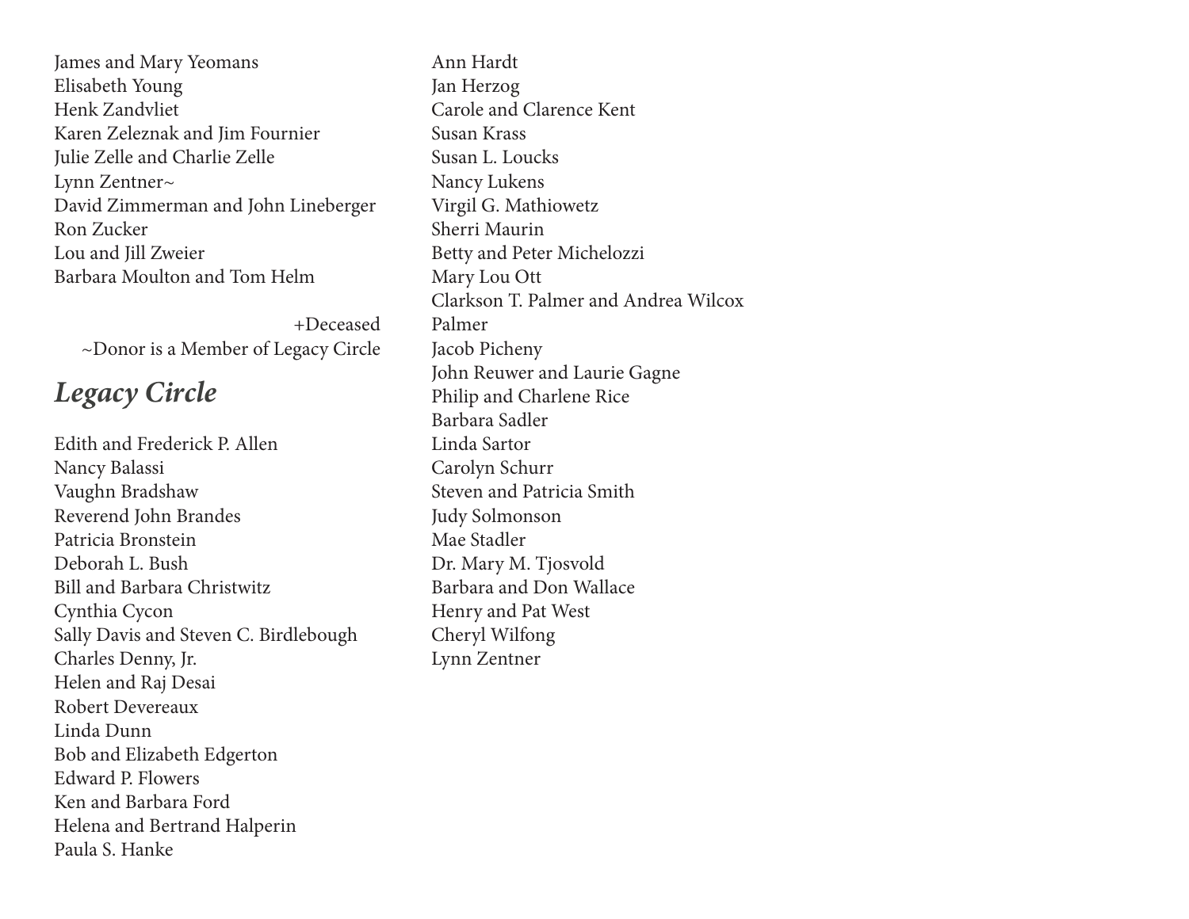James and Mary Yeomans
Elisabeth Young
Henk Zandvliet
Karen Zeleznak and Jim Fournier
Julie Zelle and Charlie Zelle
Lynn Zentner~
David Zimmerman and John Lineberger
Ron Zucker
Lou and Jill Zweier
Barbara Moulton and Tom Helm

+Deceased
~Donor is a Member of Legacy Circle

## *Legacy Circle*

Edith and Frederick P. Allen
Nancy Balassi
Vaughn Bradshaw
Reverend John Brandes
Patricia Bronstein
Deborah L. Bush
Bill and Barbara Christwitz
Cynthia Cycon
Sally Davis and Steven C. Birdlebough
Charles Denny, Jr.
Helen and Raj Desai
Robert Devereaux
Linda Dunn
Bob and Elizabeth Edgerton
Edward P. Flowers
Ken and Barbara Ford
Helena and Bertrand Halperin
Paula S. Hanke
Ann Hardt
Jan Herzog
Carole and Clarence Kent
Susan Krass
Susan L. Loucks
Nancy Lukens
Virgil G. Mathiowetz
Sherri Maurin
Betty and Peter Michelozzi
Mary Lou Ott
Clarkson T. Palmer and Andrea Wilcox Palmer
Jacob Picheny
John Reuwer and Laurie Gagne
Philip and Charlene Rice
Barbara Sadler
Linda Sartor
Carolyn Schurr
Steven and Patricia Smith
Judy Solmonson
Mae Stadler
Dr. Mary M. Tjosvold
Barbara and Don Wallace
Henry and Pat West
Cheryl Wilfong
Lynn Zentner